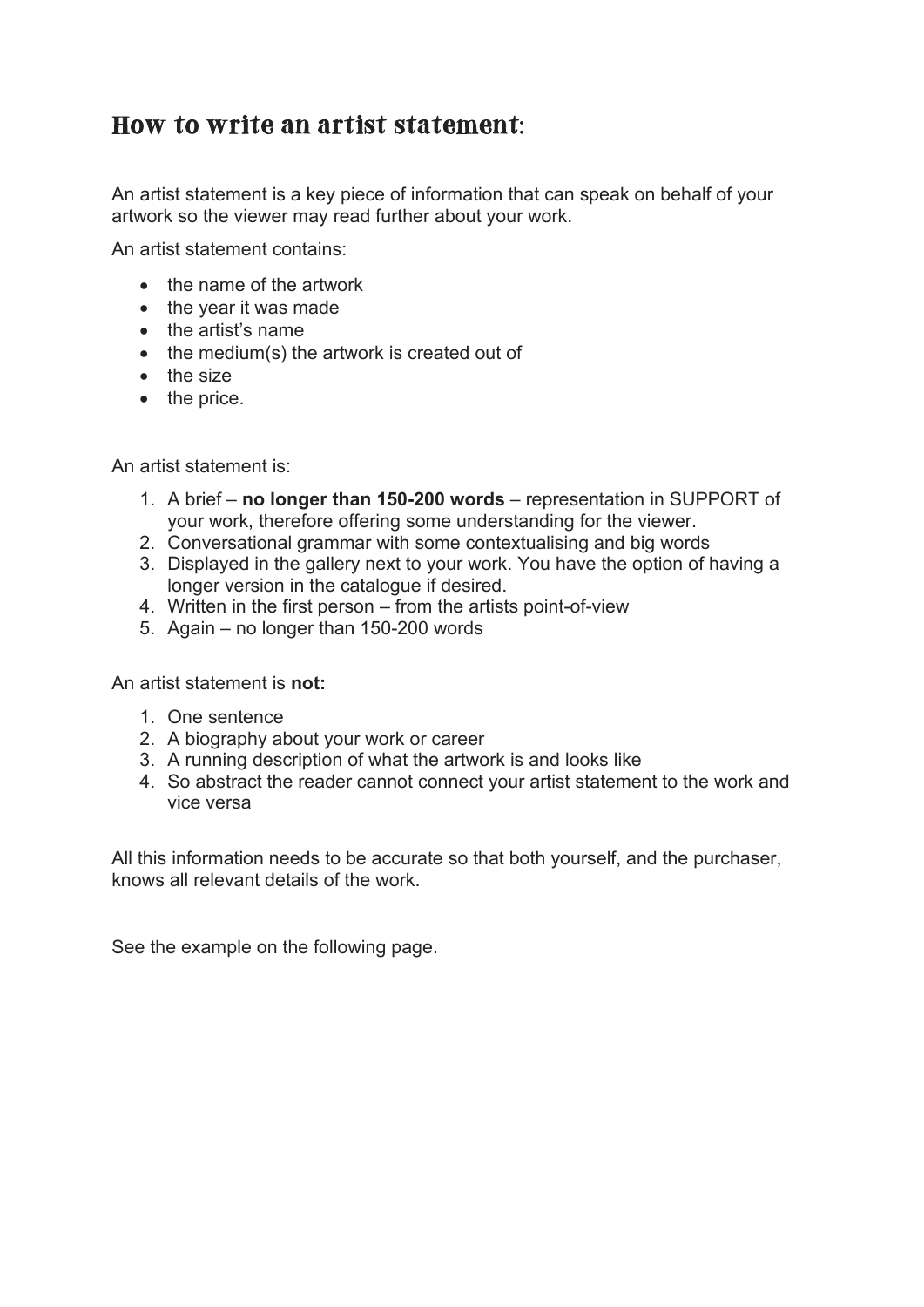# How to write an artist statement:

An artist statement is a key piece of information that can speak on behalf of your artwork so the viewer may read further about your work.

An artist statement contains:

- the name of the artwork
- the year it was made
- the artist's name
- the medium(s) the artwork is created out of
- the size
- the price.

An artist statement is:

1. A brief – **no longer than 150-200 words** – representation in SUPPORT of your work, therefore offering some understanding for the viewer.
2. Conversational grammar with some contextualising and big words
3. Displayed in the gallery next to your work. You have the option of having a longer version in the catalogue if desired.
4. Written in the first person – from the artists point-of-view
5. Again – no longer than 150-200 words

An artist statement is **not:**

1. One sentence
2. A biography about your work or career
3. A running description of what the artwork is and looks like
4. So abstract the reader cannot connect your artist statement to the work and vice versa

All this information needs to be accurate so that both yourself, and the purchaser, knows all relevant details of the work.

See the example on the following page.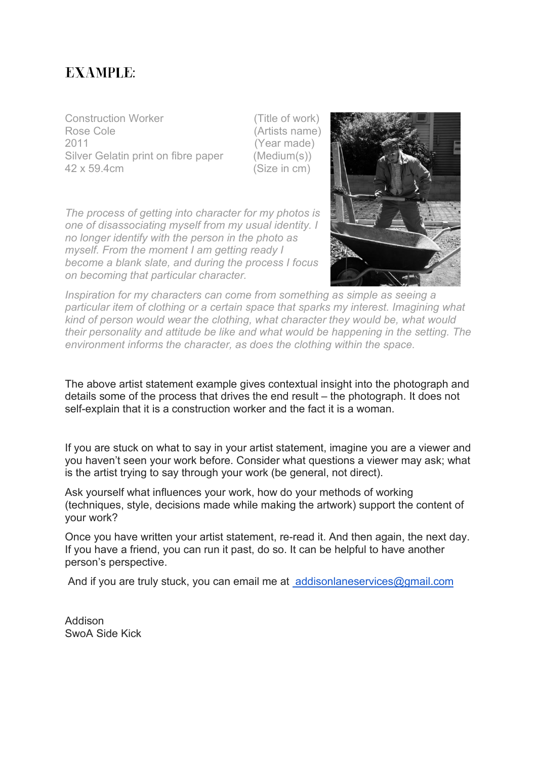# EXAMPLE:

Construction Worker (Title of work)
Rose Cole (Artists name)
2011 (Year made)
Silver Gelatin print on fibre paper (Medium(s))
42 x 59.4cm (Size in cm)

*The process of getting into character for my photos is one of disassociating myself from my usual identity. I no longer identify with the person in the photo as myself. From the moment I am getting ready I become a blank slate, and during the process I focus on becoming that particular character.*

*Inspiration for my characters can come from something as simple as seeing a particular item of clothing or a certain space that sparks my interest. Imagining what kind of person would wear the clothing, what character they would be, what would their personality and attitude be like and what would be happening in the setting. The environment informs the character, as does the clothing within the space.*

The above artist statement example gives contextual insight into the photograph and details some of the process that drives the end result – the photograph. It does not self-explain that it is a construction worker and the fact it is a woman.

If you are stuck on what to say in your artist statement, imagine you are a viewer and you haven't seen your work before. Consider what questions a viewer may ask; what is the artist trying to say through your work (be general, not direct).

Ask yourself what influences your work, how do your methods of working (techniques, style, decisions made while making the artwork) support the content of your work?

Once you have written your artist statement, re-read it. And then again, the next day. If you have a friend, you can run it past, do so. It can be helpful to have another person's perspective.

And if you are truly stuck, you can email me at addisonlaneservices@gmail.com

Addison
SwoA Side Kick